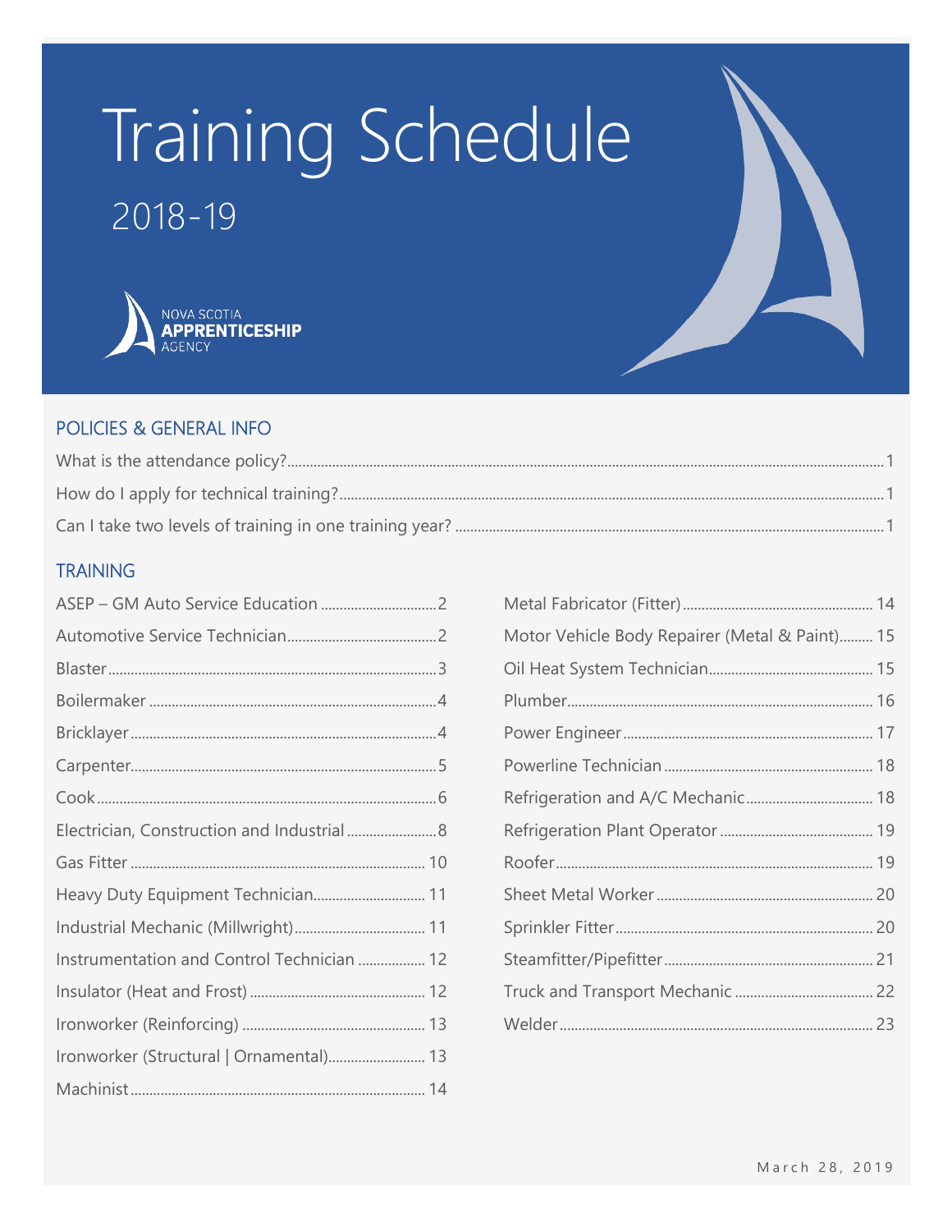# Training Schedule

## 2018-19

NOVA SCOTIA
**APPRENTICESHIP**
AGENCY

## POLICIES & GENERAL INFO

What is the attendance policy? ........ 1
How do I apply for technical training? ........ 1
Can I take two levels of training in one training year? ........ 1

## TRAINING

ASEP – GM Auto Service Education ........ 2
Automotive Service Technician ........ 2
Blaster ........ 3
Boilermaker ........ 4
Bricklayer ........ 4
Carpenter ........ 5
Cook ........ 6
Electrician, Construction and Industrial ........ 8
Gas Fitter ........ 10
Heavy Duty Equipment Technician ........ 11
Industrial Mechanic (Millwright) ........ 11
Instrumentation and Control Technician ........ 12
Insulator (Heat and Frost) ........ 12
Ironworker (Reinforcing) ........ 13
Ironworker (Structural | Ornamental) ........ 13
Machinist ........ 14
Metal Fabricator (Fitter) ........ 14
Motor Vehicle Body Repairer (Metal & Paint) ........ 15
Oil Heat System Technician ........ 15
Plumber ........ 16
Power Engineer ........ 17
Powerline Technician ........ 18
Refrigeration and A/C Mechanic ........ 18
Refrigeration Plant Operator ........ 19
Roofer ........ 19
Sheet Metal Worker ........ 20
Sprinkler Fitter ........ 20
Steamfitter/Pipefitter ........ 21
Truck and Transport Mechanic ........ 22
Welder ........ 23

March 28, 2019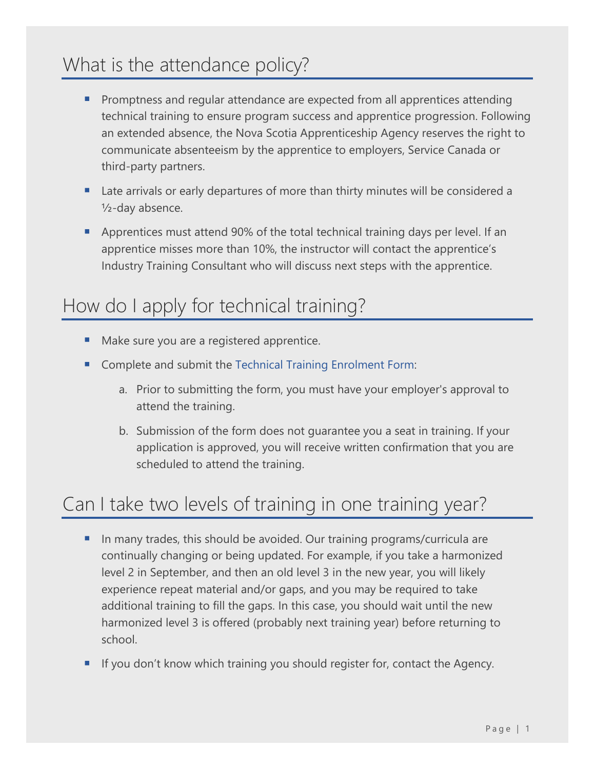## What is the attendance policy?

- Promptness and regular attendance are expected from all apprentices attending technical training to ensure program success and apprentice progression. Following an extended absence, the Nova Scotia Apprenticeship Agency reserves the right to communicate absenteeism by the apprentice to employers, Service Canada or third-party partners.
- Late arrivals or early departures of more than thirty minutes will be considered a ½-day absence.
- Apprentices must attend 90% of the total technical training days per level. If an apprentice misses more than 10%, the instructor will contact the apprentice's Industry Training Consultant who will discuss next steps with the apprentice.

## How do I apply for technical training?

- Make sure you are a registered apprentice.
- Complete and submit the Technical Training Enrolment Form:
  a. Prior to submitting the form, you must have your employer's approval to attend the training.
  b. Submission of the form does not guarantee you a seat in training. If your application is approved, you will receive written confirmation that you are scheduled to attend the training.

## Can I take two levels of training in one training year?

- In many trades, this should be avoided. Our training programs/curricula are continually changing or being updated. For example, if you take a harmonized level 2 in September, and then an old level 3 in the new year, you will likely experience repeat material and/or gaps, and you may be required to take additional training to fill the gaps. In this case, you should wait until the new harmonized level 3 is offered (probably next training year) before returning to school.
- If you don't know which training you should register for, contact the Agency.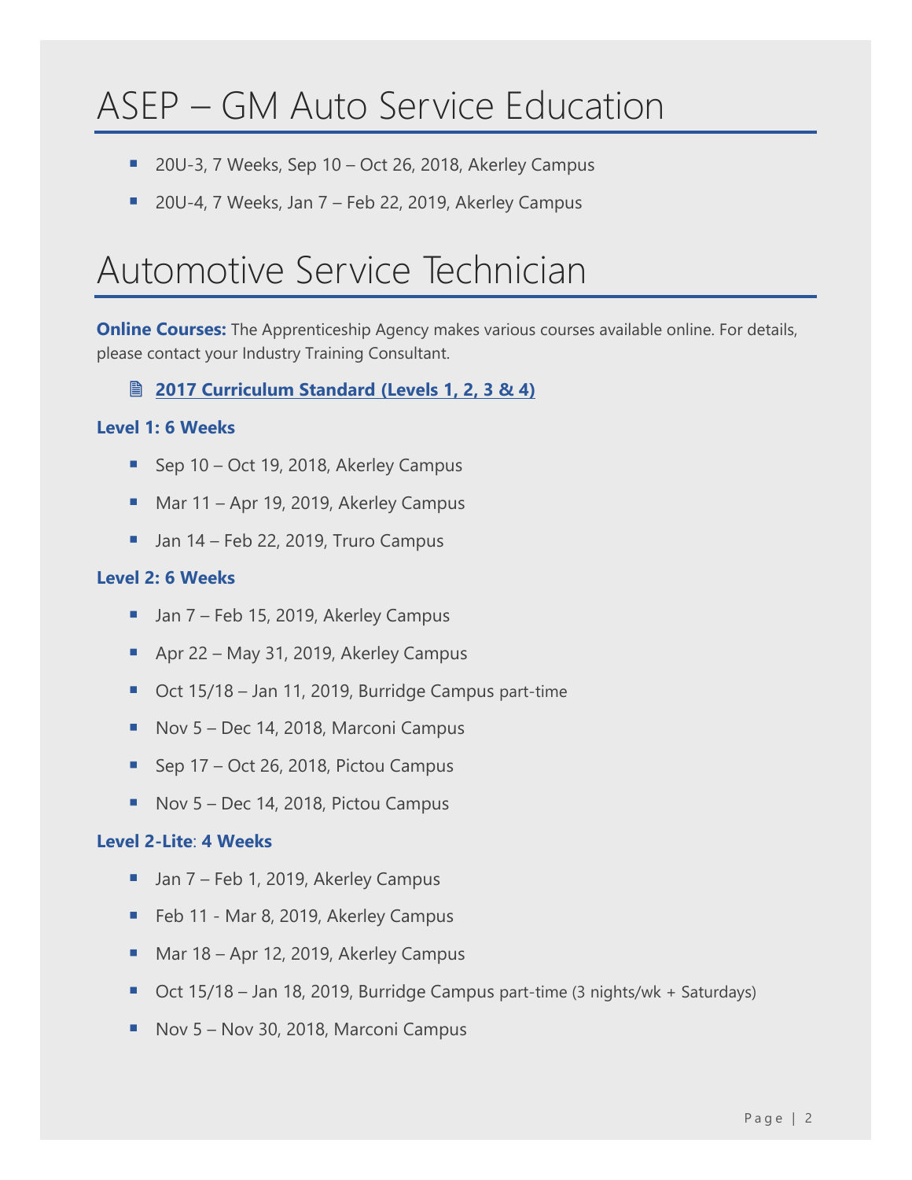# ASEP – GM Auto Service Education

- 20U-3, 7 Weeks, Sep 10 – Oct 26, 2018, Akerley Campus
- 20U-4, 7 Weeks, Jan 7 – Feb 22, 2019, Akerley Campus

# Automotive Service Technician

**Online Courses:** The Apprenticeship Agency makes various courses available online. For details, please contact your Industry Training Consultant.

**2017 Curriculum Standard (Levels 1, 2, 3 & 4)**

**Level 1: 6 Weeks**

- Sep 10 – Oct 19, 2018, Akerley Campus
- Mar 11 – Apr 19, 2019, Akerley Campus
- Jan 14 – Feb 22, 2019, Truro Campus

**Level 2: 6 Weeks**

- Jan 7 – Feb 15, 2019, Akerley Campus
- Apr 22 – May 31, 2019, Akerley Campus
- Oct 15/18 – Jan 11, 2019, Burridge Campus part-time
- Nov 5 – Dec 14, 2018, Marconi Campus
- Sep 17 – Oct 26, 2018, Pictou Campus
- Nov 5 – Dec 14, 2018, Pictou Campus

**Level 2-Lite**: **4 Weeks**

- Jan 7 – Feb 1, 2019, Akerley Campus
- Feb 11 - Mar 8, 2019, Akerley Campus
- Mar 18 – Apr 12, 2019, Akerley Campus
- Oct 15/18 – Jan 18, 2019, Burridge Campus part-time (3 nights/wk + Saturdays)
- Nov 5 – Nov 30, 2018, Marconi Campus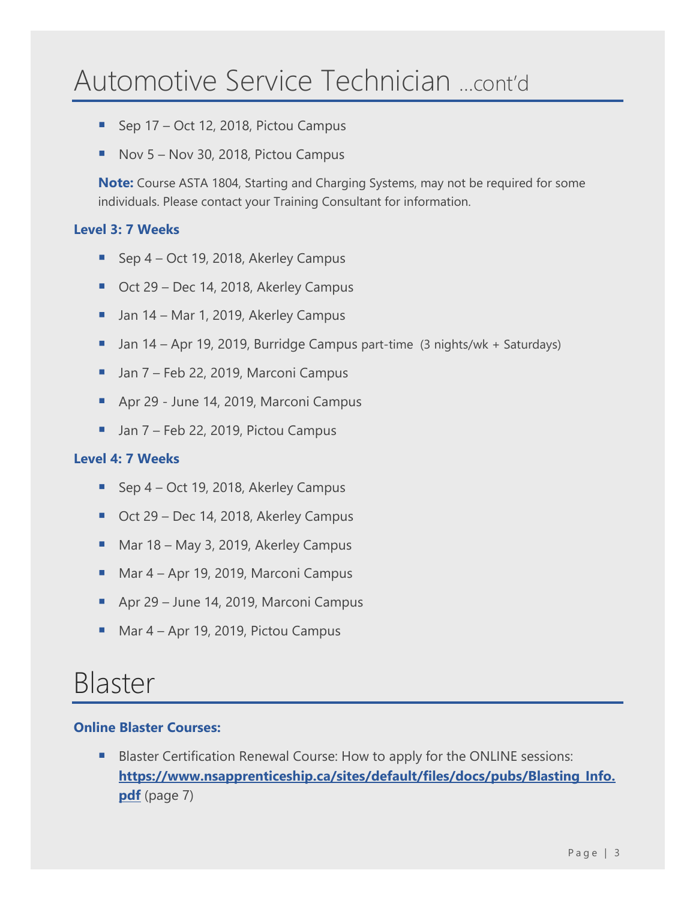# Automotive Service Technician ...cont'd

- Sep 17 – Oct 12, 2018, Pictou Campus
- Nov 5 – Nov 30, 2018, Pictou Campus

**Note:** Course ASTA 1804, Starting and Charging Systems, may not be required for some individuals. Please contact your Training Consultant for information.

**Level 3: 7 Weeks**

- Sep 4 – Oct 19, 2018, Akerley Campus
- Oct 29 – Dec 14, 2018, Akerley Campus
- Jan 14 – Mar 1, 2019, Akerley Campus
- Jan 14 – Apr 19, 2019, Burridge Campus part-time (3 nights/wk + Saturdays)
- Jan 7 – Feb 22, 2019, Marconi Campus
- Apr 29 - June 14, 2019, Marconi Campus
- Jan 7 – Feb 22, 2019, Pictou Campus

**Level 4: 7 Weeks**

- Sep 4 – Oct 19, 2018, Akerley Campus
- Oct 29 – Dec 14, 2018, Akerley Campus
- Mar 18 – May 3, 2019, Akerley Campus
- Mar 4 – Apr 19, 2019, Marconi Campus
- Apr 29 – June 14, 2019, Marconi Campus
- Mar 4 – Apr 19, 2019, Pictou Campus

# Blaster

**Online Blaster Courses:**

- Blaster Certification Renewal Course: How to apply for the ONLINE sessions: **https://www.nsapprenticeship.ca/sites/default/files/docs/pubs/Blasting_Info.pdf** (page 7)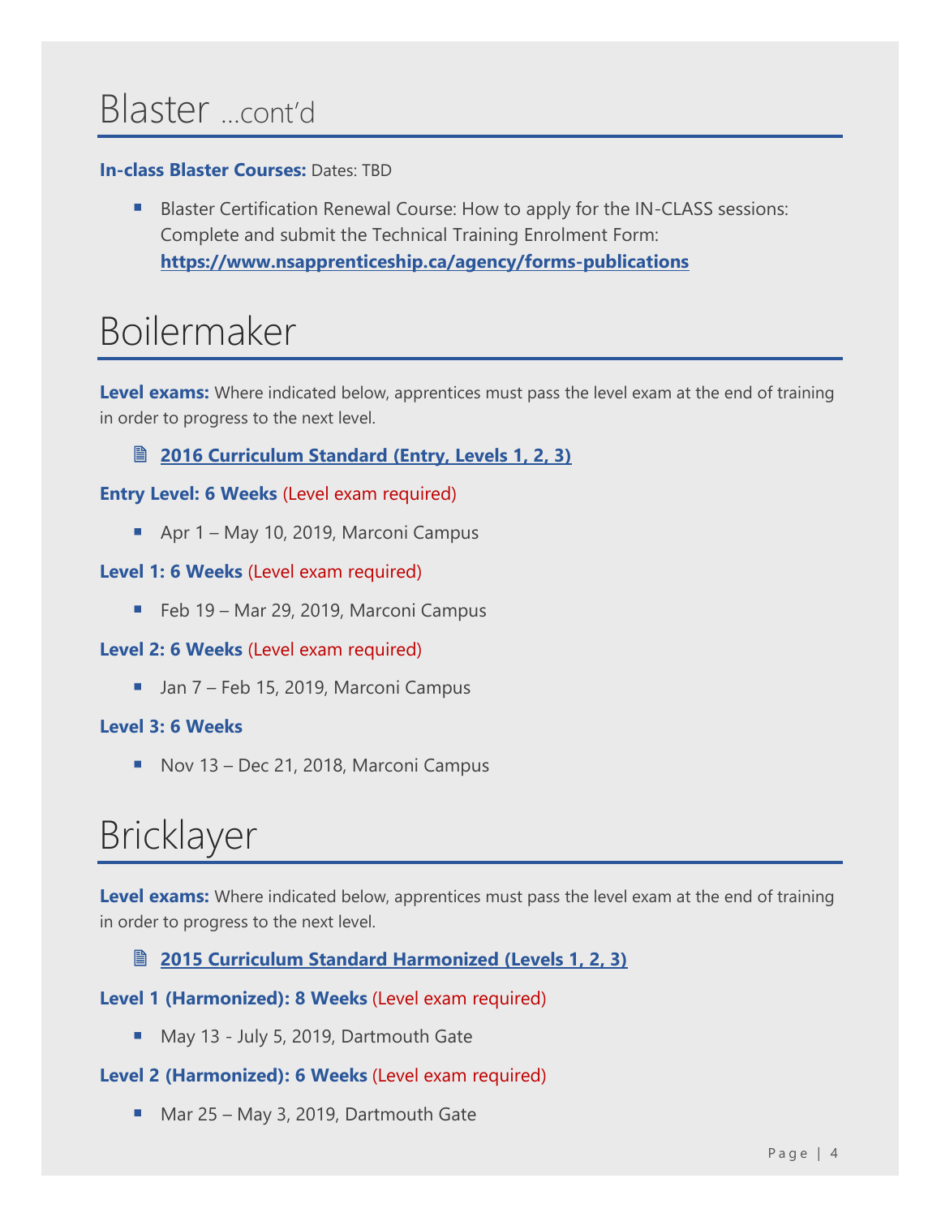# Blaster ...cont'd

**In-class Blaster Courses:** Dates: TBD

- Blaster Certification Renewal Course: How to apply for the IN-CLASS sessions: Complete and submit the Technical Training Enrolment Form: **https://www.nsapprenticeship.ca/agency/forms-publications**

# Boilermaker

**Level exams:** Where indicated below, apprentices must pass the level exam at the end of training in order to progress to the next level.

🗎 **2016 Curriculum Standard (Entry, Levels 1, 2, 3)**

**Entry Level: 6 Weeks** (Level exam required)

- Apr 1 – May 10, 2019, Marconi Campus

**Level 1: 6 Weeks** (Level exam required)

- Feb 19 – Mar 29, 2019, Marconi Campus

**Level 2: 6 Weeks** (Level exam required)

- Jan 7 – Feb 15, 2019, Marconi Campus

**Level 3: 6 Weeks**

- Nov 13 – Dec 21, 2018, Marconi Campus

# Bricklayer

**Level exams:** Where indicated below, apprentices must pass the level exam at the end of training in order to progress to the next level.

🗎 **2015 Curriculum Standard Harmonized (Levels 1, 2, 3)**

**Level 1 (Harmonized): 8 Weeks** (Level exam required)

- May 13 - July 5, 2019, Dartmouth Gate

**Level 2 (Harmonized): 6 Weeks** (Level exam required)

- Mar 25 – May 3, 2019, Dartmouth Gate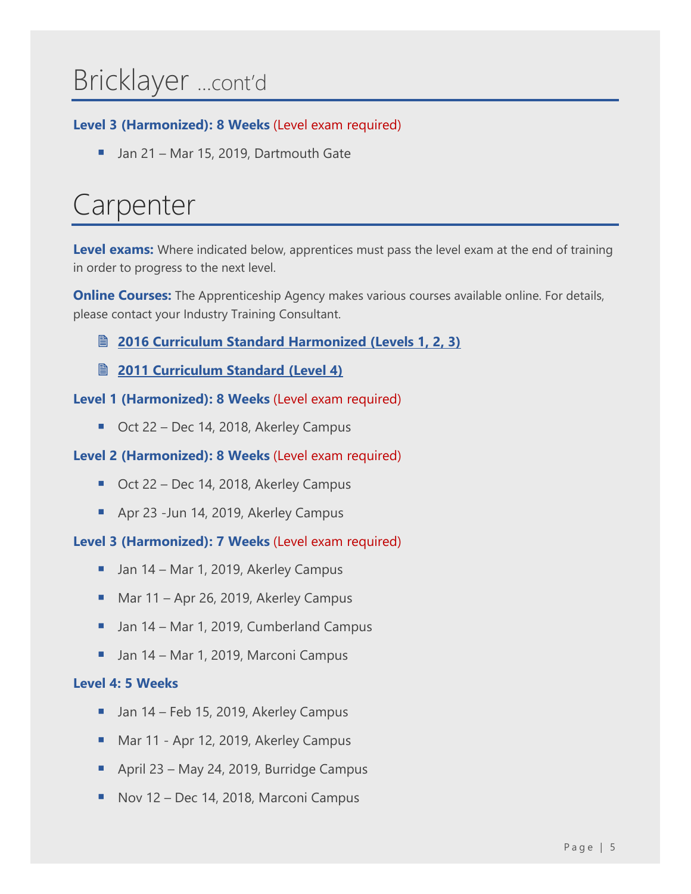# Bricklayer ...cont'd

**Level 3 (Harmonized): 8 Weeks** (Level exam required)

- Jan 21 – Mar 15, 2019, Dartmouth Gate

# Carpenter

**Level exams:** Where indicated below, apprentices must pass the level exam at the end of training in order to progress to the next level.

**Online Courses:** The Apprenticeship Agency makes various courses available online. For details, please contact your Industry Training Consultant.

- **2016 Curriculum Standard Harmonized (Levels 1, 2, 3)**
- **2011 Curriculum Standard (Level 4)**

**Level 1 (Harmonized): 8 Weeks** (Level exam required)

- Oct 22 – Dec 14, 2018, Akerley Campus

**Level 2 (Harmonized): 8 Weeks** (Level exam required)

- Oct 22 – Dec 14, 2018, Akerley Campus
- Apr 23 -Jun 14, 2019, Akerley Campus

**Level 3 (Harmonized): 7 Weeks** (Level exam required)

- Jan 14 – Mar 1, 2019, Akerley Campus
- Mar 11 – Apr 26, 2019, Akerley Campus
- Jan 14 – Mar 1, 2019, Cumberland Campus
- Jan 14 – Mar 1, 2019, Marconi Campus

**Level 4: 5 Weeks**

- Jan 14 – Feb 15, 2019, Akerley Campus
- Mar 11 - Apr 12, 2019, Akerley Campus
- April 23 – May 24, 2019, Burridge Campus
- Nov 12 – Dec 14, 2018, Marconi Campus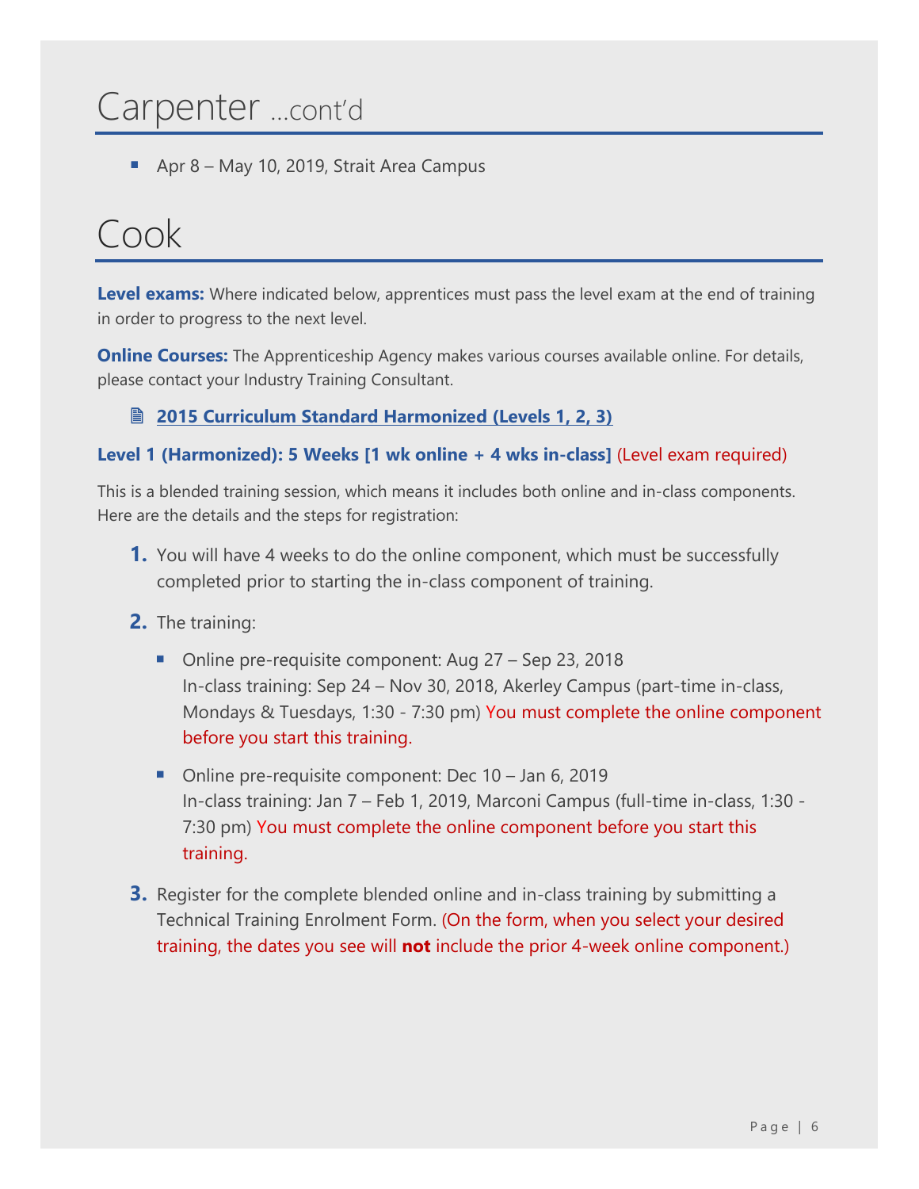# Carpenter ...cont'd

- Apr 8 – May 10, 2019, Strait Area Campus

# Cook

**Level exams:** Where indicated below, apprentices must pass the level exam at the end of training in order to progress to the next level.

**Online Courses:** The Apprenticeship Agency makes various courses available online. For details, please contact your Industry Training Consultant.

🗎 **2015 Curriculum Standard Harmonized (Levels 1, 2, 3)**

**Level 1 (Harmonized): 5 Weeks [1 wk online + 4 wks in-class]** (Level exam required)

This is a blended training session, which means it includes both online and in-class components. Here are the details and the steps for registration:

1. You will have 4 weeks to do the online component, which must be successfully completed prior to starting the in-class component of training.
2. The training:
   - Online pre-requisite component: Aug 27 – Sep 23, 2018
     In-class training: Sep 24 – Nov 30, 2018, Akerley Campus (part-time in-class, Mondays & Tuesdays, 1:30 - 7:30 pm) You must complete the online component before you start this training.
   - Online pre-requisite component: Dec 10 – Jan 6, 2019
     In-class training: Jan 7 – Feb 1, 2019, Marconi Campus (full-time in-class, 1:30 - 7:30 pm) You must complete the online component before you start this training.
3. Register for the complete blended online and in-class training by submitting a Technical Training Enrolment Form. (On the form, when you select your desired training, the dates you see will **not** include the prior 4-week online component.)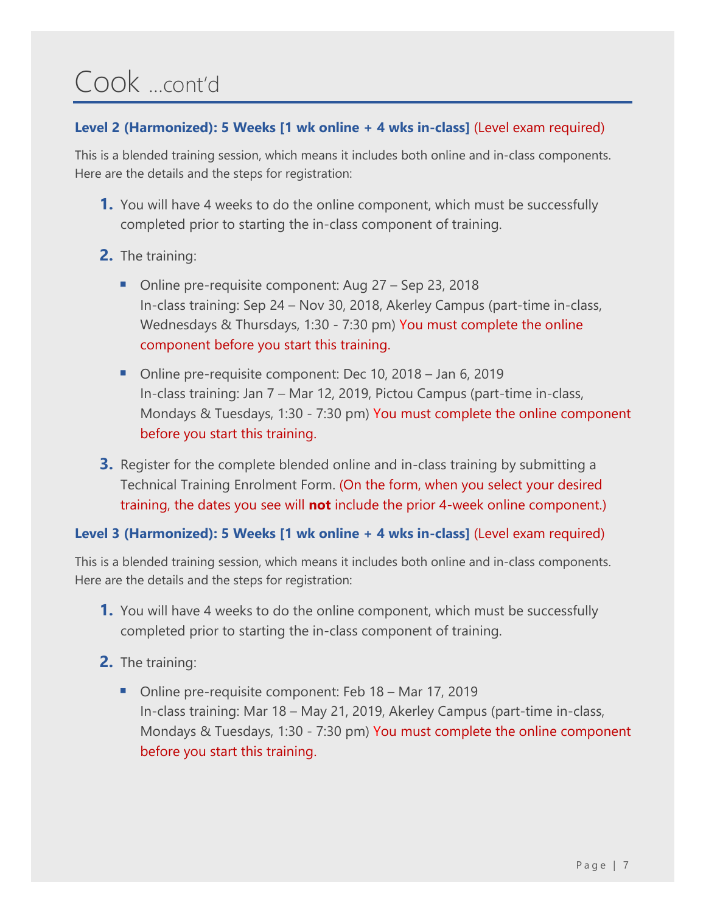# Cook ...cont'd

**Level 2 (Harmonized): 5 Weeks [1 wk online + 4 wks in-class]** (Level exam required)

This is a blended training session, which means it includes both online and in-class components. Here are the details and the steps for registration:

1. You will have 4 weeks to do the online component, which must be successfully completed prior to starting the in-class component of training.
2. The training:
   - Online pre-requisite component: Aug 27 – Sep 23, 2018
     In-class training: Sep 24 – Nov 30, 2018, Akerley Campus (part-time in-class, Wednesdays & Thursdays, 1:30 - 7:30 pm) You must complete the online component before you start this training.
   - Online pre-requisite component: Dec 10, 2018 – Jan 6, 2019
     In-class training: Jan 7 – Mar 12, 2019, Pictou Campus (part-time in-class, Mondays & Tuesdays, 1:30 - 7:30 pm) You must complete the online component before you start this training.
3. Register for the complete blended online and in-class training by submitting a Technical Training Enrolment Form. (On the form, when you select your desired training, the dates you see will **not** include the prior 4-week online component.)

**Level 3 (Harmonized): 5 Weeks [1 wk online + 4 wks in-class]** (Level exam required)

This is a blended training session, which means it includes both online and in-class components. Here are the details and the steps for registration:

1. You will have 4 weeks to do the online component, which must be successfully completed prior to starting the in-class component of training.
2. The training:
   - Online pre-requisite component: Feb 18 – Mar 17, 2019
     In-class training: Mar 18 – May 21, 2019, Akerley Campus (part-time in-class, Mondays & Tuesdays, 1:30 - 7:30 pm) You must complete the online component before you start this training.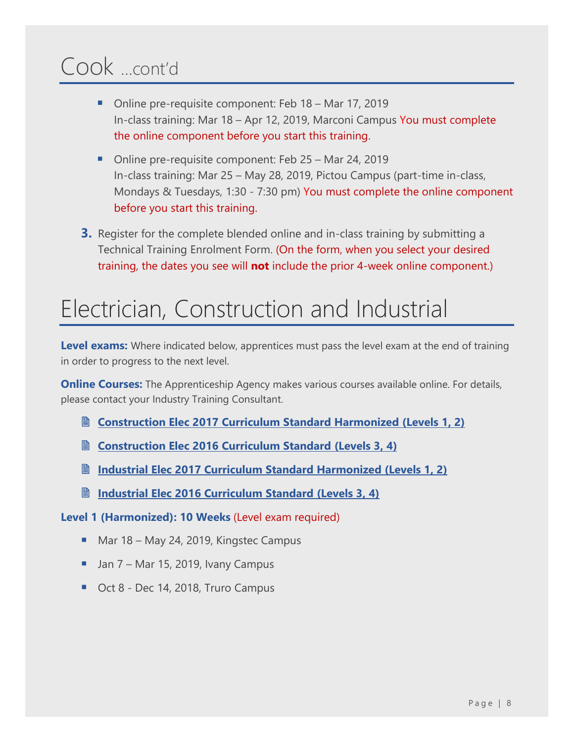# Cook ...cont'd

- Online pre-requisite component: Feb 18 – Mar 17, 2019
  In-class training: Mar 18 – Apr 12, 2019, Marconi Campus You must complete the online component before you start this training.
- Online pre-requisite component: Feb 25 – Mar 24, 2019
  In-class training: Mar 25 – May 28, 2019, Pictou Campus (part-time in-class, Mondays & Tuesdays, 1:30 - 7:30 pm) You must complete the online component before you start this training.

3. Register for the complete blended online and in-class training by submitting a Technical Training Enrolment Form. (On the form, when you select your desired training, the dates you see will **not** include the prior 4-week online component.)

# Electrician, Construction and Industrial

**Level exams:** Where indicated below, apprentices must pass the level exam at the end of training in order to progress to the next level.

**Online Courses:** The Apprenticeship Agency makes various courses available online. For details, please contact your Industry Training Consultant.

- **Construction Elec 2017 Curriculum Standard Harmonized (Levels 1, 2)**
- **Construction Elec 2016 Curriculum Standard (Levels 3, 4)**
- **Industrial Elec 2017 Curriculum Standard Harmonized (Levels 1, 2)**
- **Industrial Elec 2016 Curriculum Standard (Levels 3, 4)**

**Level 1 (Harmonized): 10 Weeks** (Level exam required)

- Mar 18 – May 24, 2019, Kingstec Campus
- Jan 7 – Mar 15, 2019, Ivany Campus
- Oct 8 - Dec 14, 2018, Truro Campus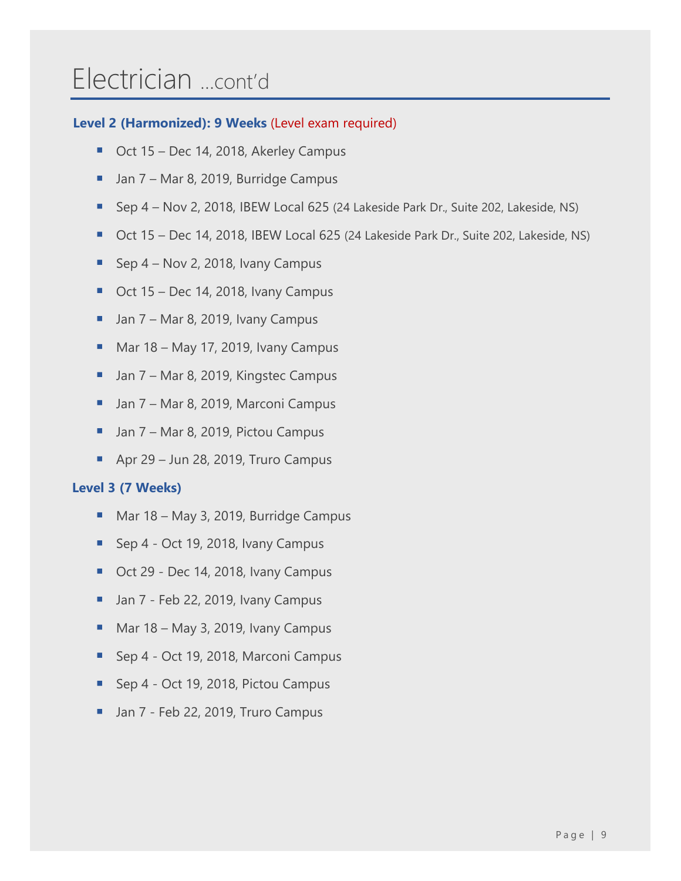# Electrician ...cont'd

**Level 2 (Harmonized): 9 Weeks** (Level exam required)

- Oct 15 – Dec 14, 2018, Akerley Campus
- Jan 7 – Mar 8, 2019, Burridge Campus
- Sep 4 – Nov 2, 2018, IBEW Local 625 (24 Lakeside Park Dr., Suite 202, Lakeside, NS)
- Oct 15 – Dec 14, 2018, IBEW Local 625 (24 Lakeside Park Dr., Suite 202, Lakeside, NS)
- Sep 4 – Nov 2, 2018, Ivany Campus
- Oct 15 – Dec 14, 2018, Ivany Campus
- Jan 7 – Mar 8, 2019, Ivany Campus
- Mar 18 – May 17, 2019, Ivany Campus
- Jan 7 – Mar 8, 2019, Kingstec Campus
- Jan 7 – Mar 8, 2019, Marconi Campus
- Jan 7 – Mar 8, 2019, Pictou Campus
- Apr 29 – Jun 28, 2019, Truro Campus

**Level 3 (7 Weeks)**

- Mar 18 – May 3, 2019, Burridge Campus
- Sep 4 - Oct 19, 2018, Ivany Campus
- Oct 29 - Dec 14, 2018, Ivany Campus
- Jan 7 - Feb 22, 2019, Ivany Campus
- Mar 18 – May 3, 2019, Ivany Campus
- Sep 4 - Oct 19, 2018, Marconi Campus
- Sep 4 - Oct 19, 2018, Pictou Campus
- Jan 7 - Feb 22, 2019, Truro Campus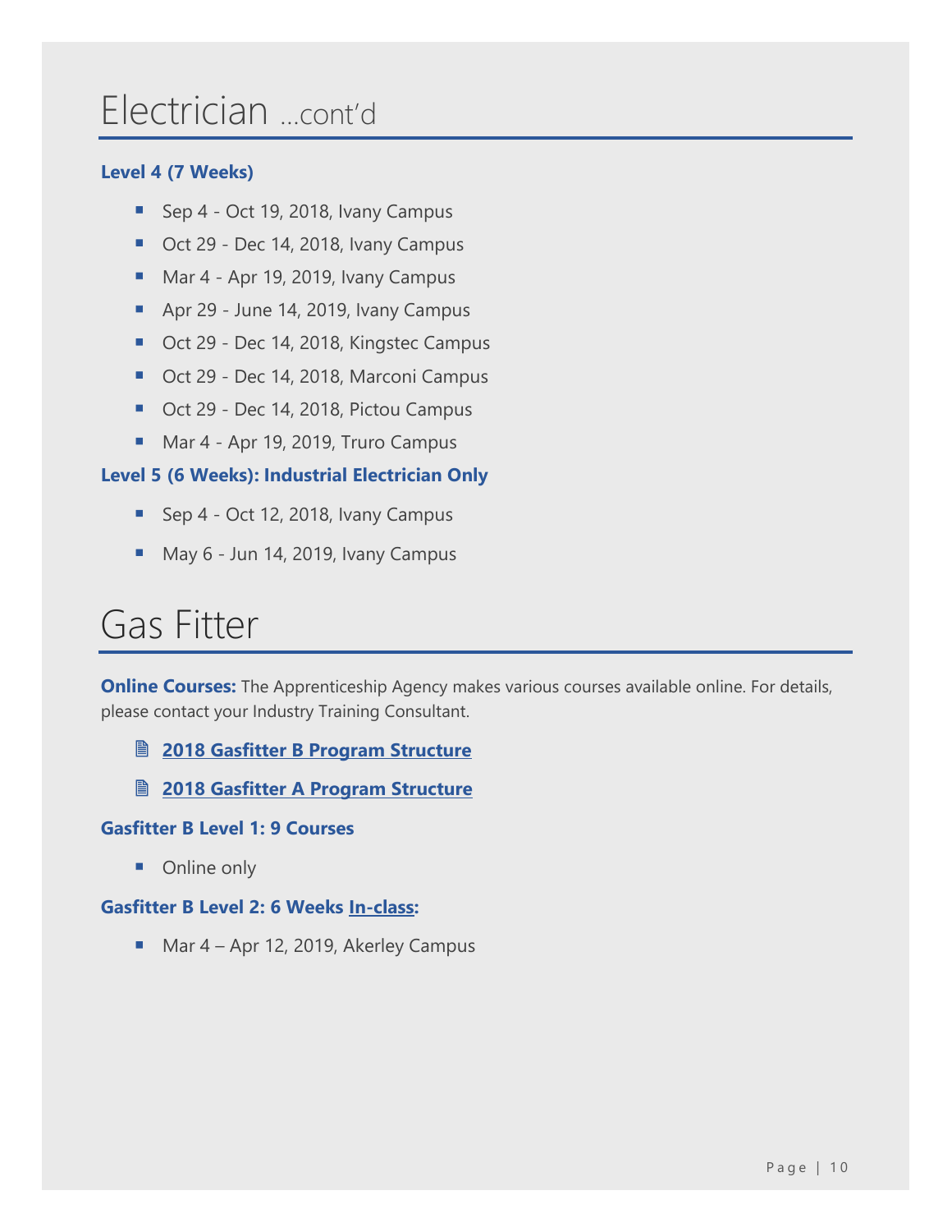# Electrician ...cont'd

**Level 4 (7 Weeks)**

- Sep 4 - Oct 19, 2018, Ivany Campus
- Oct 29 - Dec 14, 2018, Ivany Campus
- Mar 4 - Apr 19, 2019, Ivany Campus
- Apr 29 - June 14, 2019, Ivany Campus
- Oct 29 - Dec 14, 2018, Kingstec Campus
- Oct 29 - Dec 14, 2018, Marconi Campus
- Oct 29 - Dec 14, 2018, Pictou Campus
- Mar 4 - Apr 19, 2019, Truro Campus

**Level 5 (6 Weeks): Industrial Electrician Only**

- Sep 4 - Oct 12, 2018, Ivany Campus
- May 6 - Jun 14, 2019, Ivany Campus

# Gas Fitter

**Online Courses:** The Apprenticeship Agency makes various courses available online. For details, please contact your Industry Training Consultant.

- **2018 Gasfitter B Program Structure**
- **2018 Gasfitter A Program Structure**

**Gasfitter B Level 1: 9 Courses**

- Online only

**Gasfitter B Level 2: 6 Weeks In-class:**

- Mar 4 – Apr 12, 2019, Akerley Campus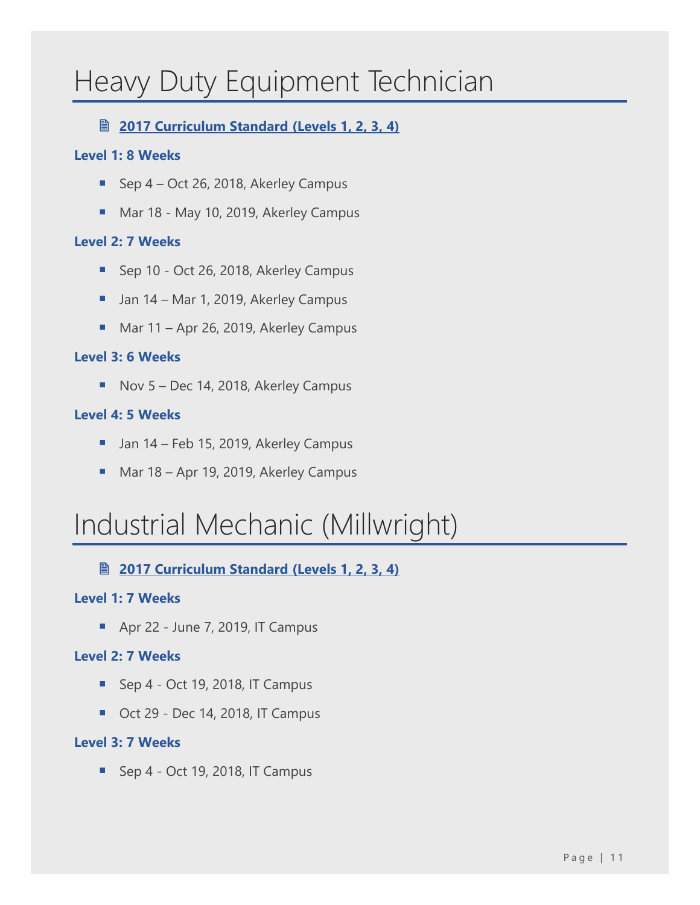# Heavy Duty Equipment Technician

- **2017 Curriculum Standard (Levels 1, 2, 3, 4)**

**Level 1: 8 Weeks**

- Sep 4 – Oct 26, 2018, Akerley Campus
- Mar 18 - May 10, 2019, Akerley Campus

**Level 2: 7 Weeks**

- Sep 10 - Oct 26, 2018, Akerley Campus
- Jan 14 – Mar 1, 2019, Akerley Campus
- Mar 11 – Apr 26, 2019, Akerley Campus

**Level 3: 6 Weeks**

- Nov 5 – Dec 14, 2018, Akerley Campus

**Level 4: 5 Weeks**

- Jan 14 – Feb 15, 2019, Akerley Campus
- Mar 18 – Apr 19, 2019, Akerley Campus

# Industrial Mechanic (Millwright)

- **2017 Curriculum Standard (Levels 1, 2, 3, 4)**

**Level 1: 7 Weeks**

- Apr 22 - June 7, 2019, IT Campus

**Level 2: 7 Weeks**

- Sep 4 - Oct 19, 2018, IT Campus
- Oct 29 - Dec 14, 2018, IT Campus

**Level 3: 7 Weeks**

- Sep 4 - Oct 19, 2018, IT Campus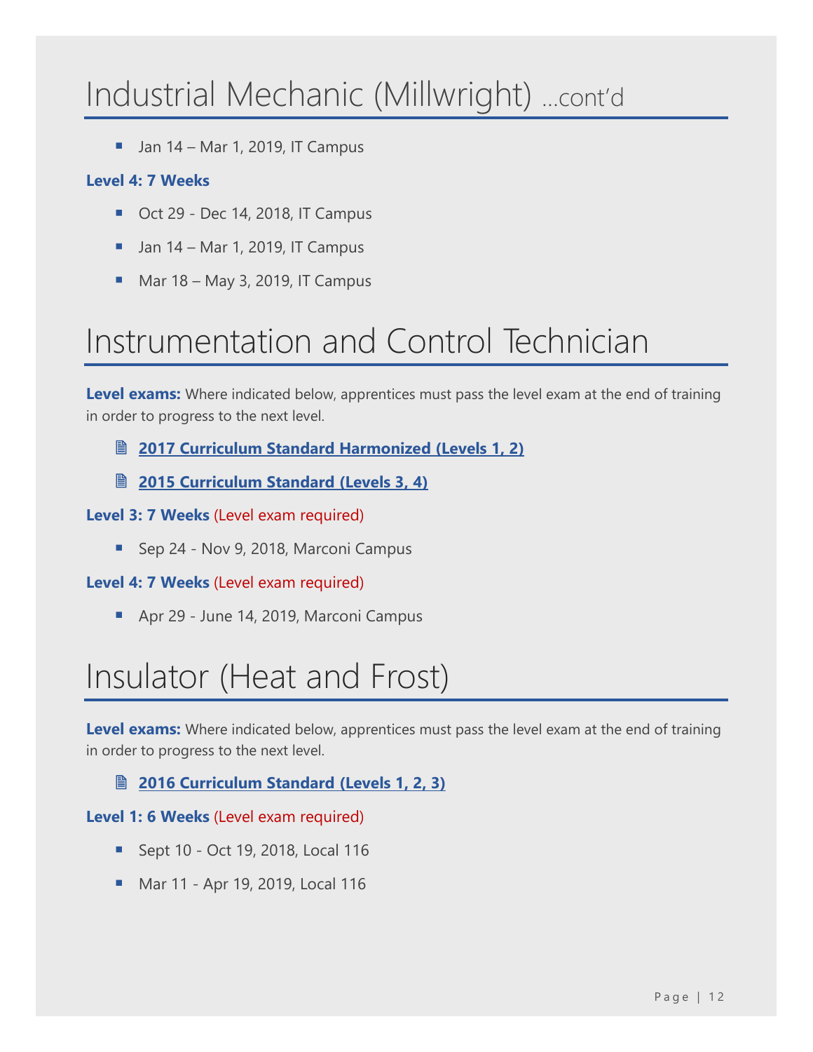# Industrial Mechanic (Millwright) ...cont'd

- Jan 14 – Mar 1, 2019, IT Campus

**Level 4: 7 Weeks**

- Oct 29 - Dec 14, 2018, IT Campus
- Jan 14 – Mar 1, 2019, IT Campus
- Mar 18 – May 3, 2019, IT Campus

# Instrumentation and Control Technician

**Level exams:** Where indicated below, apprentices must pass the level exam at the end of training in order to progress to the next level.

- **2017 Curriculum Standard Harmonized (Levels 1, 2)**
- **2015 Curriculum Standard (Levels 3, 4)**

**Level 3: 7 Weeks** (Level exam required)

- Sep 24 - Nov 9, 2018, Marconi Campus

**Level 4: 7 Weeks** (Level exam required)

- Apr 29 - June 14, 2019, Marconi Campus

# Insulator (Heat and Frost)

**Level exams:** Where indicated below, apprentices must pass the level exam at the end of training in order to progress to the next level.

- **2016 Curriculum Standard (Levels 1, 2, 3)**

**Level 1: 6 Weeks** (Level exam required)

- Sept 10 - Oct 19, 2018, Local 116
- Mar 11 - Apr 19, 2019, Local 116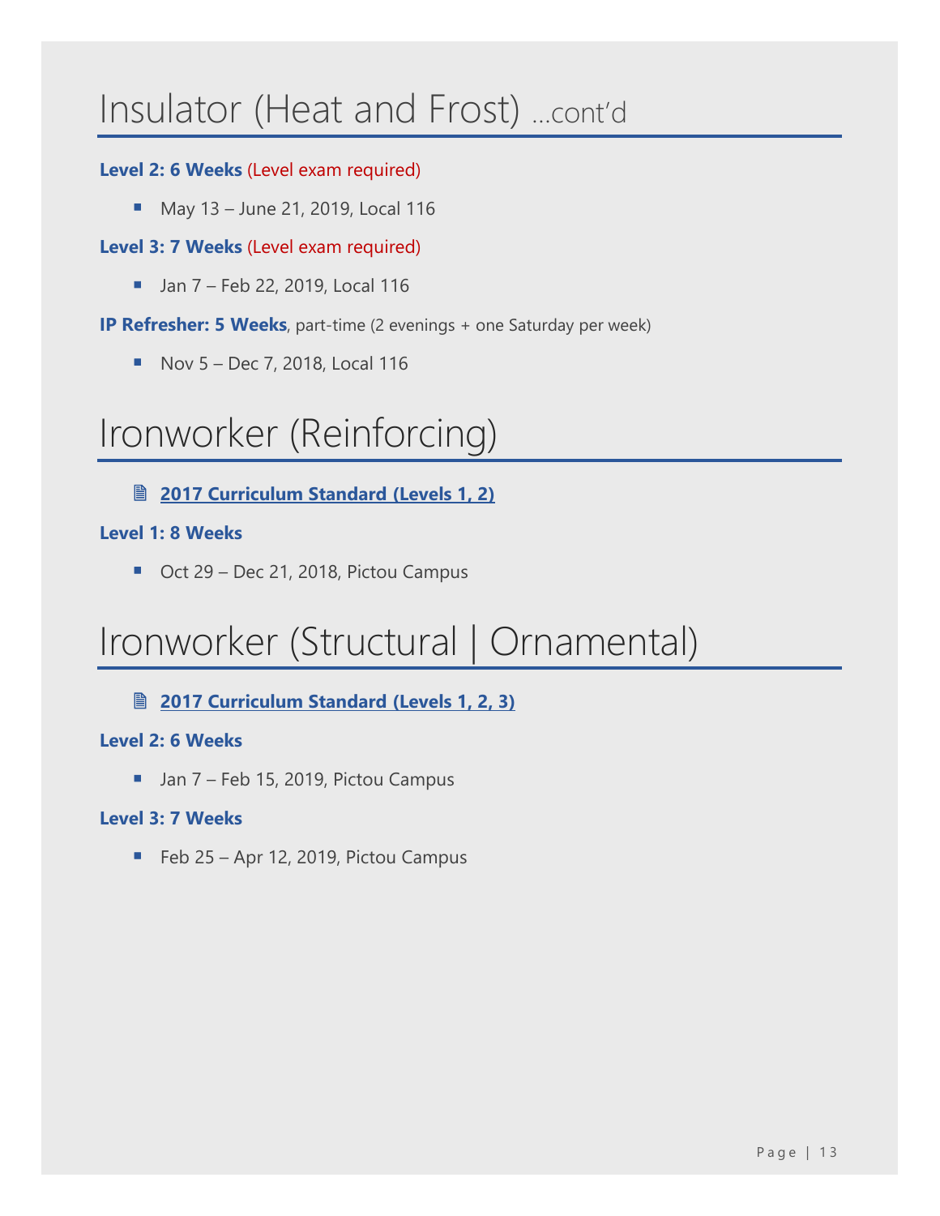# Insulator (Heat and Frost) …cont'd

**Level 2: 6 Weeks** (Level exam required)

- May 13 – June 21, 2019, Local 116

**Level 3: 7 Weeks** (Level exam required)

- Jan 7 – Feb 22, 2019, Local 116

**IP Refresher: 5 Weeks**, part-time (2 evenings + one Saturday per week)

- Nov 5 – Dec 7, 2018, Local 116

# Ironworker (Reinforcing)

- **2017 Curriculum Standard (Levels 1, 2)**

**Level 1: 8 Weeks**

- Oct 29 – Dec 21, 2018, Pictou Campus

# Ironworker (Structural | Ornamental)

- **2017 Curriculum Standard (Levels 1, 2, 3)**

**Level 2: 6 Weeks**

- Jan 7 – Feb 15, 2019, Pictou Campus

**Level 3: 7 Weeks**

- Feb 25 – Apr 12, 2019, Pictou Campus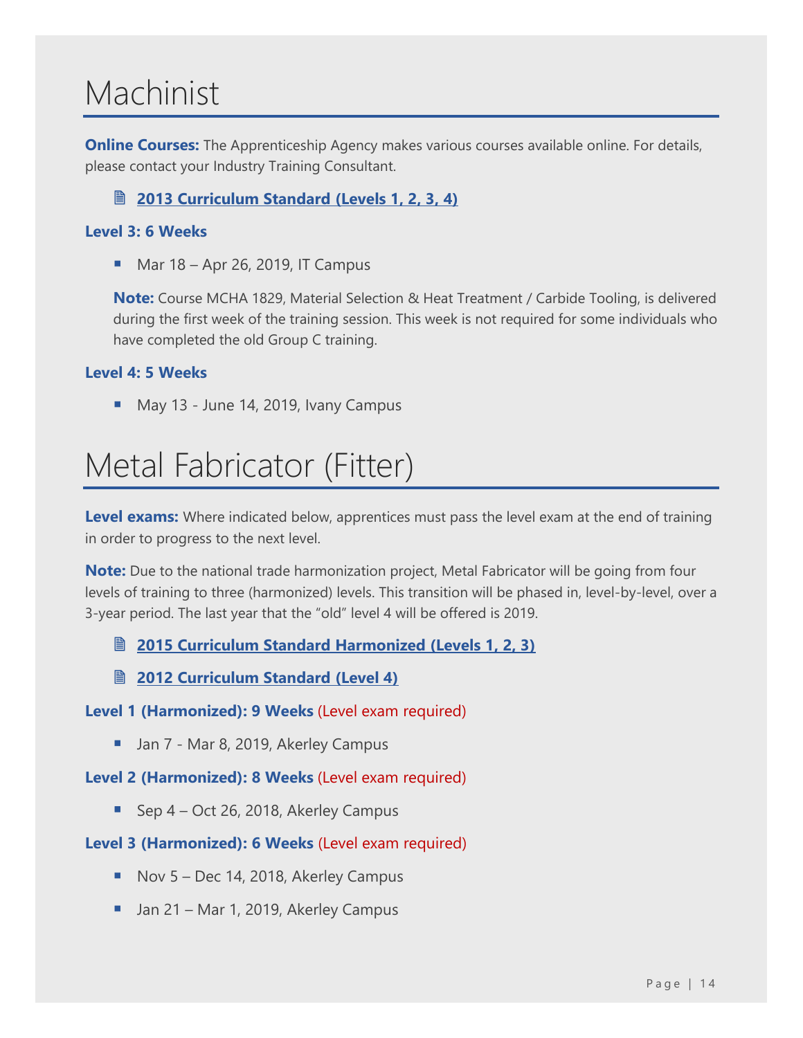# Machinist

**Online Courses:** The Apprenticeship Agency makes various courses available online. For details, please contact your Industry Training Consultant.

**2013 Curriculum Standard (Levels 1, 2, 3, 4)**

### Level 3: 6 Weeks

- Mar 18 – Apr 26, 2019, IT Campus

**Note:** Course MCHA 1829, Material Selection & Heat Treatment / Carbide Tooling, is delivered during the first week of the training session. This week is not required for some individuals who have completed the old Group C training.

### Level 4: 5 Weeks

- May 13 - June 14, 2019, Ivany Campus

# Metal Fabricator (Fitter)

**Level exams:** Where indicated below, apprentices must pass the level exam at the end of training in order to progress to the next level.

**Note:** Due to the national trade harmonization project, Metal Fabricator will be going from four levels of training to three (harmonized) levels. This transition will be phased in, level-by-level, over a 3-year period. The last year that the "old" level 4 will be offered is 2019.

**2015 Curriculum Standard Harmonized (Levels 1, 2, 3)**

**2012 Curriculum Standard (Level 4)**

### Level 1 (Harmonized): 9 Weeks (Level exam required)

- Jan 7 - Mar 8, 2019, Akerley Campus

### Level 2 (Harmonized): 8 Weeks (Level exam required)

- Sep 4 – Oct 26, 2018, Akerley Campus

### Level 3 (Harmonized): 6 Weeks (Level exam required)

- Nov 5 – Dec 14, 2018, Akerley Campus
- Jan 21 – Mar 1, 2019, Akerley Campus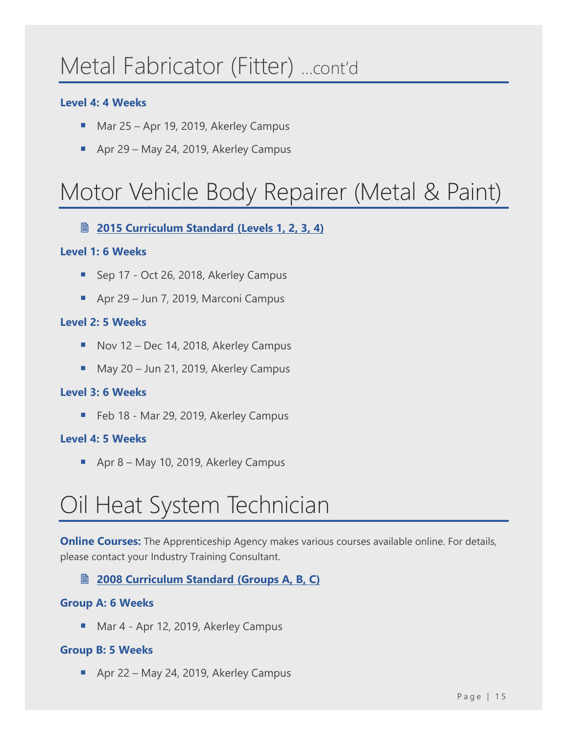# Metal Fabricator (Fitter) …cont'd

**Level 4: 4 Weeks**

- Mar 25 – Apr 19, 2019, Akerley Campus
- Apr 29 – May 24, 2019, Akerley Campus

# Motor Vehicle Body Repairer (Metal & Paint)

- **2015 Curriculum Standard (Levels 1, 2, 3, 4)**

**Level 1: 6 Weeks**

- Sep 17 - Oct 26, 2018, Akerley Campus
- Apr 29 – Jun 7, 2019, Marconi Campus

**Level 2: 5 Weeks**

- Nov 12 – Dec 14, 2018, Akerley Campus
- May 20 – Jun 21, 2019, Akerley Campus

**Level 3: 6 Weeks**

- Feb 18 - Mar 29, 2019, Akerley Campus

**Level 4: 5 Weeks**

- Apr 8 – May 10, 2019, Akerley Campus

# Oil Heat System Technician

**Online Courses:** The Apprenticeship Agency makes various courses available online. For details, please contact your Industry Training Consultant.

- **2008 Curriculum Standard (Groups A, B, C)**

**Group A: 6 Weeks**

- Mar 4 - Apr 12, 2019, Akerley Campus

**Group B: 5 Weeks**

- Apr 22 – May 24, 2019, Akerley Campus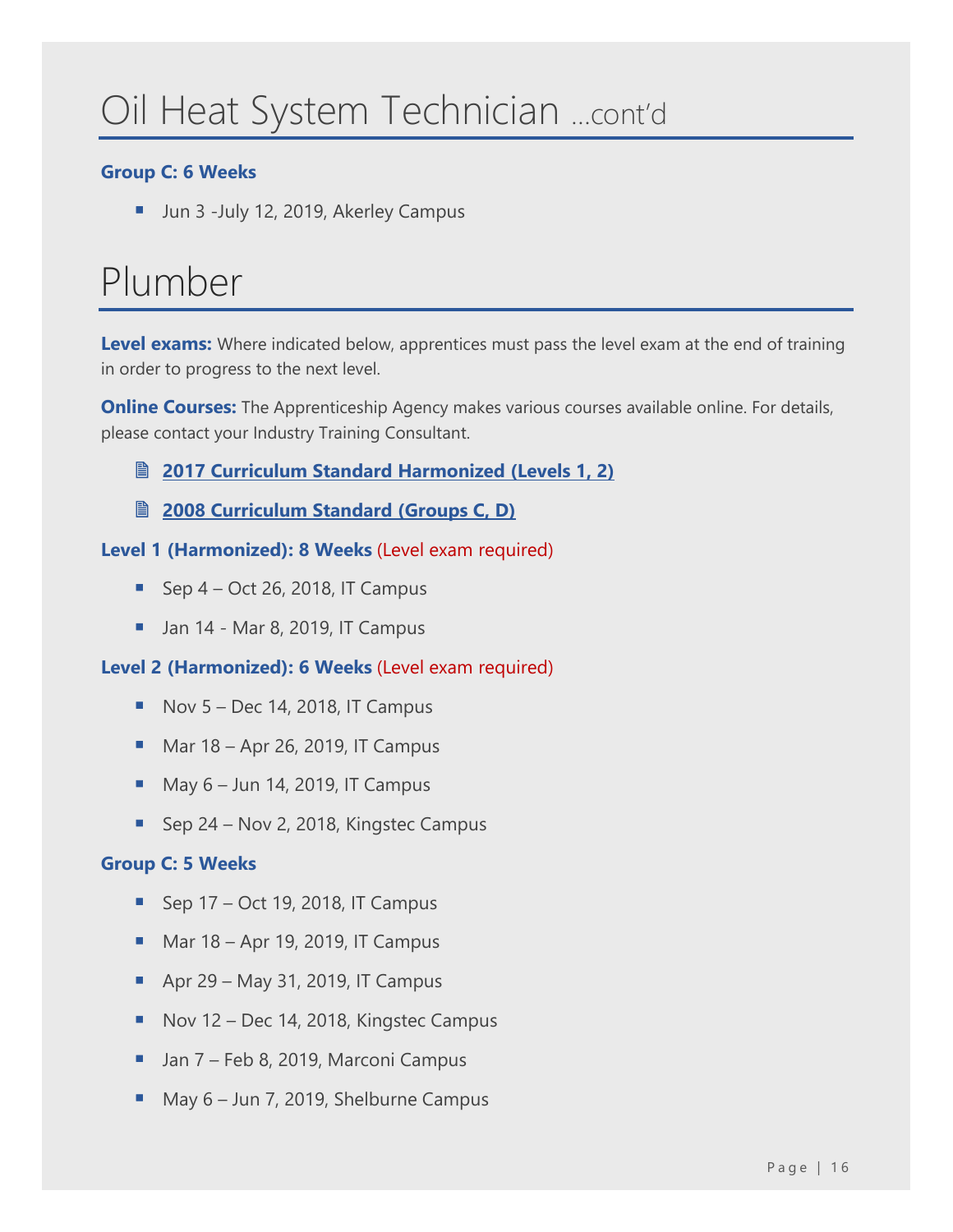# Oil Heat System Technician ...cont'd

**Group C: 6 Weeks**

- Jun 3 -July 12, 2019, Akerley Campus

# Plumber

**Level exams:** Where indicated below, apprentices must pass the level exam at the end of training in order to progress to the next level.

**Online Courses:** The Apprenticeship Agency makes various courses available online. For details, please contact your Industry Training Consultant.

- **2017 Curriculum Standard Harmonized (Levels 1, 2)**
- **2008 Curriculum Standard (Groups C, D)**

**Level 1 (Harmonized): 8 Weeks** (Level exam required)

- Sep 4 – Oct 26, 2018, IT Campus
- Jan 14 - Mar 8, 2019, IT Campus

**Level 2 (Harmonized): 6 Weeks** (Level exam required)

- Nov 5 – Dec 14, 2018, IT Campus
- Mar 18 – Apr 26, 2019, IT Campus
- May 6 – Jun 14, 2019, IT Campus
- Sep 24 – Nov 2, 2018, Kingstec Campus

**Group C: 5 Weeks**

- Sep 17 – Oct 19, 2018, IT Campus
- Mar 18 – Apr 19, 2019, IT Campus
- Apr 29 – May 31, 2019, IT Campus
- Nov 12 – Dec 14, 2018, Kingstec Campus
- Jan 7 – Feb 8, 2019, Marconi Campus
- May 6 – Jun 7, 2019, Shelburne Campus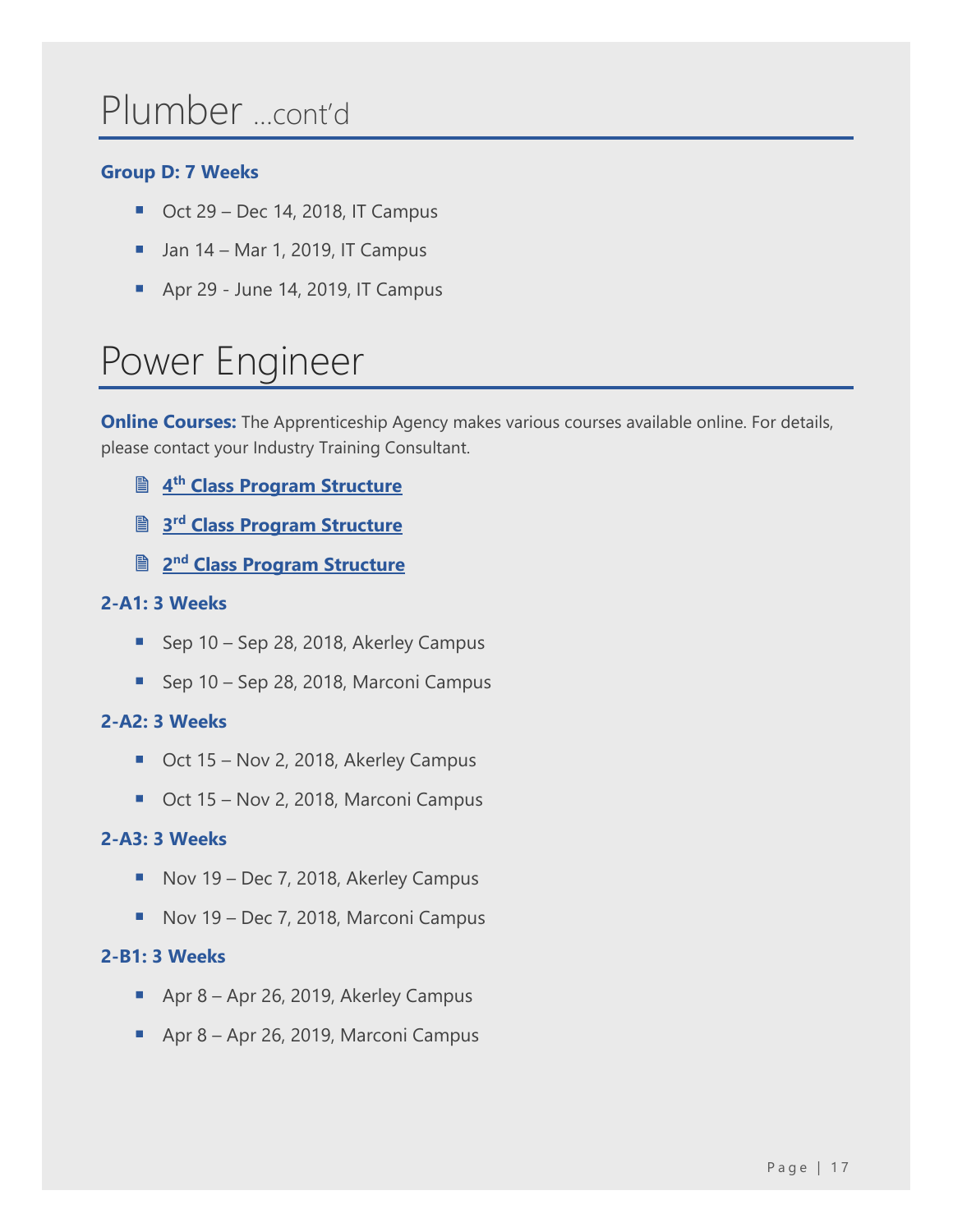# Plumber ...cont'd

**Group D: 7 Weeks**

- Oct 29 – Dec 14, 2018, IT Campus
- Jan 14 – Mar 1, 2019, IT Campus
- Apr 29 - June 14, 2019, IT Campus

# Power Engineer

**Online Courses:** The Apprenticeship Agency makes various courses available online. For details, please contact your Industry Training Consultant.

- 🗎 **4th Class Program Structure**
- 🗎 **3rd Class Program Structure**
- 🗎 **2nd Class Program Structure**

**2-A1: 3 Weeks**

- Sep 10 – Sep 28, 2018, Akerley Campus
- Sep 10 – Sep 28, 2018, Marconi Campus

**2-A2: 3 Weeks**

- Oct 15 – Nov 2, 2018, Akerley Campus
- Oct 15 – Nov 2, 2018, Marconi Campus

**2-A3: 3 Weeks**

- Nov 19 – Dec 7, 2018, Akerley Campus
- Nov 19 – Dec 7, 2018, Marconi Campus

**2-B1: 3 Weeks**

- Apr 8 – Apr 26, 2019, Akerley Campus
- Apr 8 – Apr 26, 2019, Marconi Campus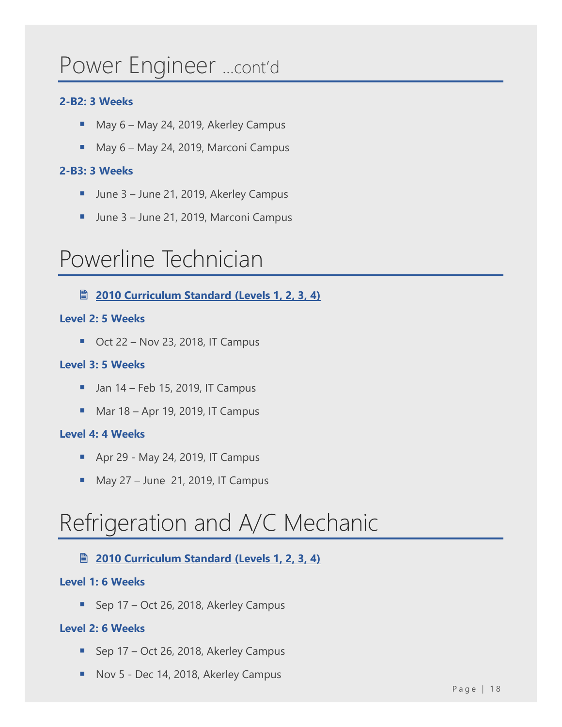# Power Engineer ...cont'd

**2-B2: 3 Weeks**

- May 6 – May 24, 2019, Akerley Campus
- May 6 – May 24, 2019, Marconi Campus

**2-B3: 3 Weeks**

- June 3 – June 21, 2019, Akerley Campus
- June 3 – June 21, 2019, Marconi Campus

# Powerline Technician

- **2010 Curriculum Standard (Levels 1, 2, 3, 4)**

**Level 2: 5 Weeks**

- Oct 22 – Nov 23, 2018, IT Campus

**Level 3: 5 Weeks**

- Jan 14 – Feb 15, 2019, IT Campus
- Mar 18 – Apr 19, 2019, IT Campus

**Level 4: 4 Weeks**

- Apr 29 - May 24, 2019, IT Campus
- May 27 – June 21, 2019, IT Campus

# Refrigeration and A/C Mechanic

- **2010 Curriculum Standard (Levels 1, 2, 3, 4)**

**Level 1: 6 Weeks**

- Sep 17 – Oct 26, 2018, Akerley Campus

**Level 2: 6 Weeks**

- Sep 17 – Oct 26, 2018, Akerley Campus
- Nov 5 - Dec 14, 2018, Akerley Campus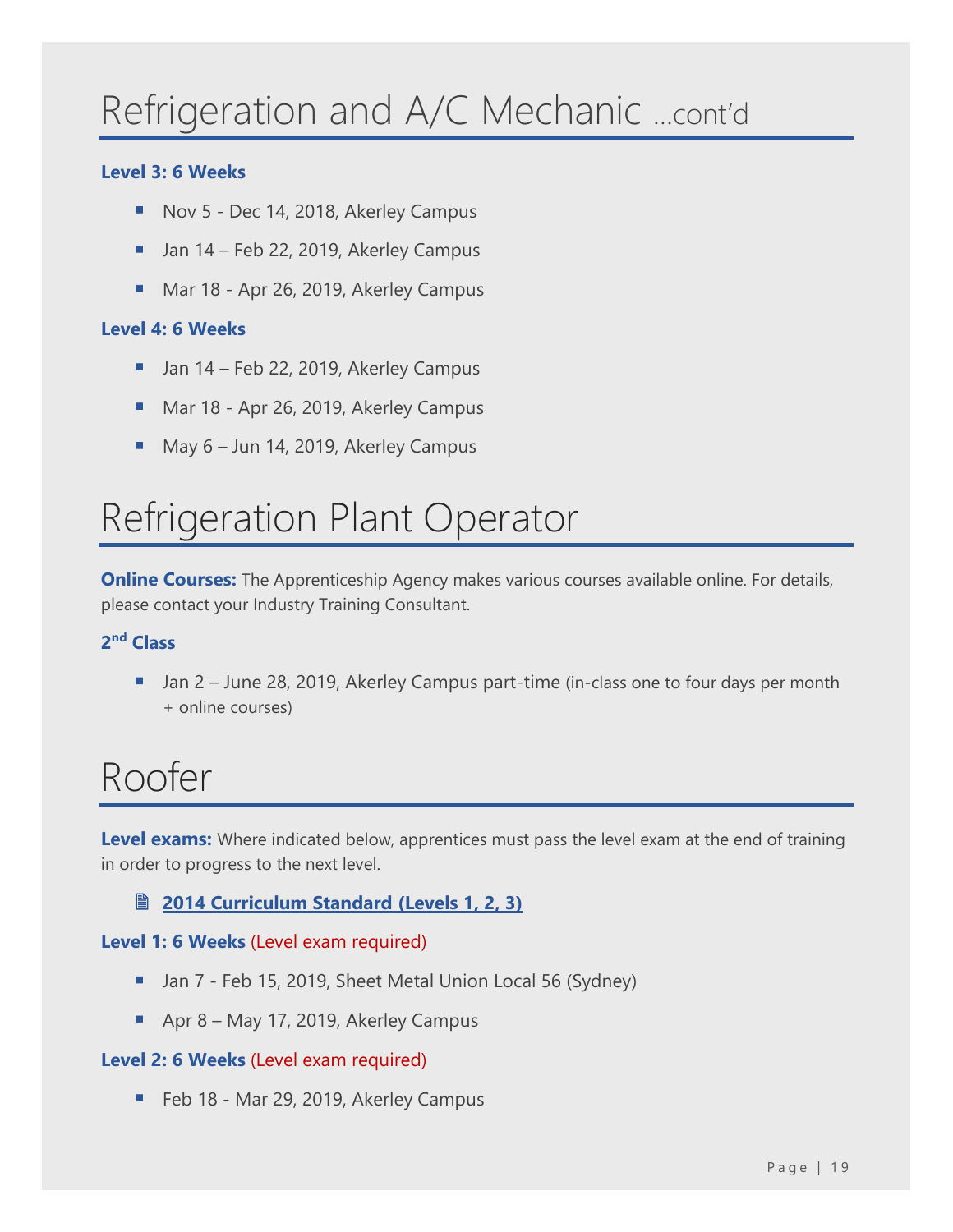# Refrigeration and A/C Mechanic ...cont'd

**Level 3: 6 Weeks**

- Nov 5 - Dec 14, 2018, Akerley Campus
- Jan 14 – Feb 22, 2019, Akerley Campus
- Mar 18 - Apr 26, 2019, Akerley Campus

**Level 4: 6 Weeks**

- Jan 14 – Feb 22, 2019, Akerley Campus
- Mar 18 - Apr 26, 2019, Akerley Campus
- May 6 – Jun 14, 2019, Akerley Campus

# Refrigeration Plant Operator

**Online Courses:** The Apprenticeship Agency makes various courses available online. For details, please contact your Industry Training Consultant.

**2nd Class**

- Jan 2 – June 28, 2019, Akerley Campus part-time (in-class one to four days per month + online courses)

# Roofer

**Level exams:** Where indicated below, apprentices must pass the level exam at the end of training in order to progress to the next level.

**2014 Curriculum Standard (Levels 1, 2, 3)**

**Level 1: 6 Weeks** (Level exam required)

- Jan 7 - Feb 15, 2019, Sheet Metal Union Local 56 (Sydney)
- Apr 8 – May 17, 2019, Akerley Campus

**Level 2: 6 Weeks** (Level exam required)

- Feb 18 - Mar 29, 2019, Akerley Campus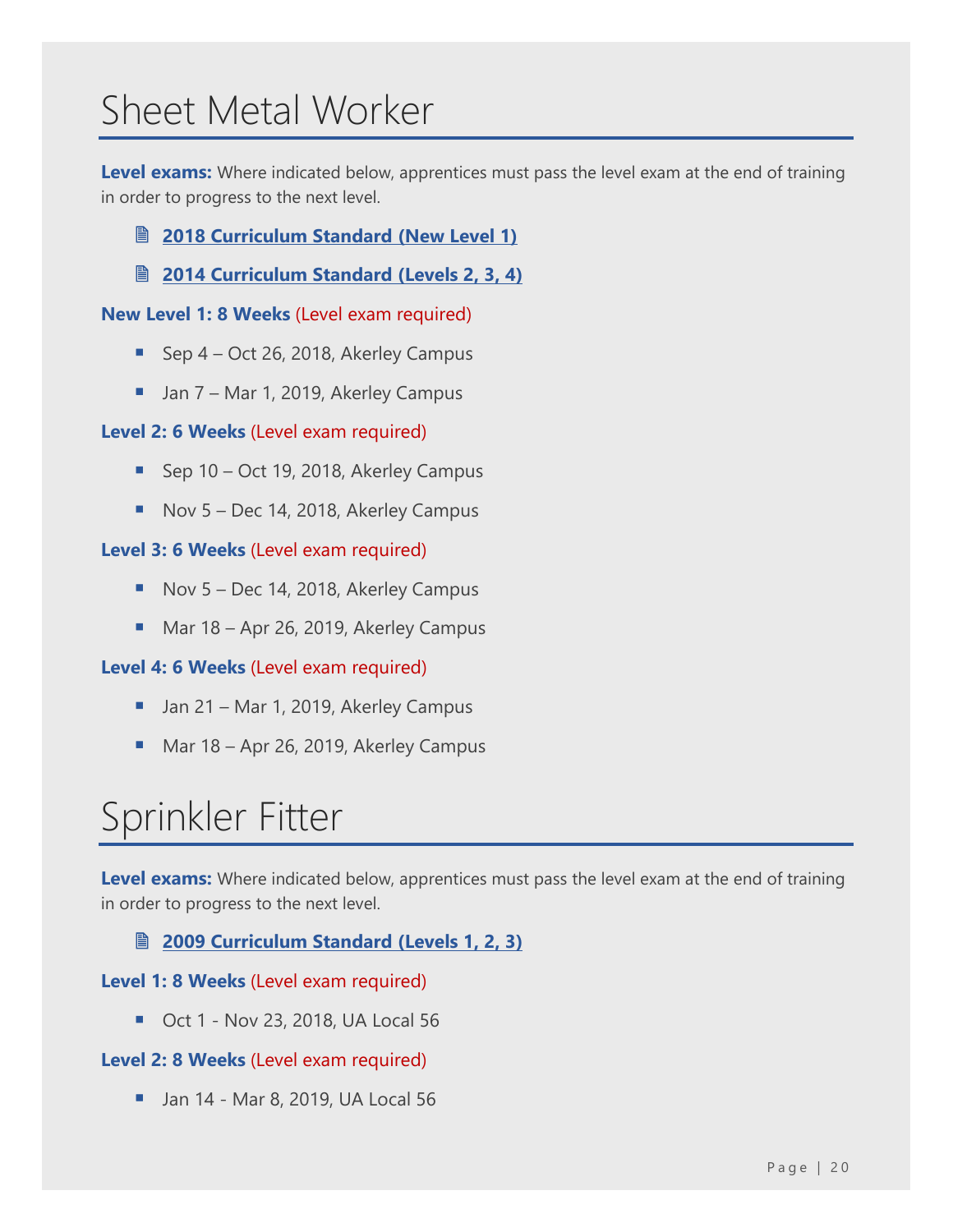# Sheet Metal Worker

**Level exams:** Where indicated below, apprentices must pass the level exam at the end of training in order to progress to the next level.

- **2018 Curriculum Standard (New Level 1)**
- **2014 Curriculum Standard (Levels 2, 3, 4)**

**New Level 1: 8 Weeks** (Level exam required)

- Sep 4 – Oct 26, 2018, Akerley Campus
- Jan 7 – Mar 1, 2019, Akerley Campus

**Level 2: 6 Weeks** (Level exam required)

- Sep 10 – Oct 19, 2018, Akerley Campus
- Nov 5 – Dec 14, 2018, Akerley Campus

**Level 3: 6 Weeks** (Level exam required)

- Nov 5 – Dec 14, 2018, Akerley Campus
- Mar 18 – Apr 26, 2019, Akerley Campus

**Level 4: 6 Weeks** (Level exam required)

- Jan 21 – Mar 1, 2019, Akerley Campus
- Mar 18 – Apr 26, 2019, Akerley Campus

# Sprinkler Fitter

**Level exams:** Where indicated below, apprentices must pass the level exam at the end of training in order to progress to the next level.

- **2009 Curriculum Standard (Levels 1, 2, 3)**

**Level 1: 8 Weeks** (Level exam required)

- Oct 1 - Nov 23, 2018, UA Local 56

**Level 2: 8 Weeks** (Level exam required)

- Jan 14 - Mar 8, 2019, UA Local 56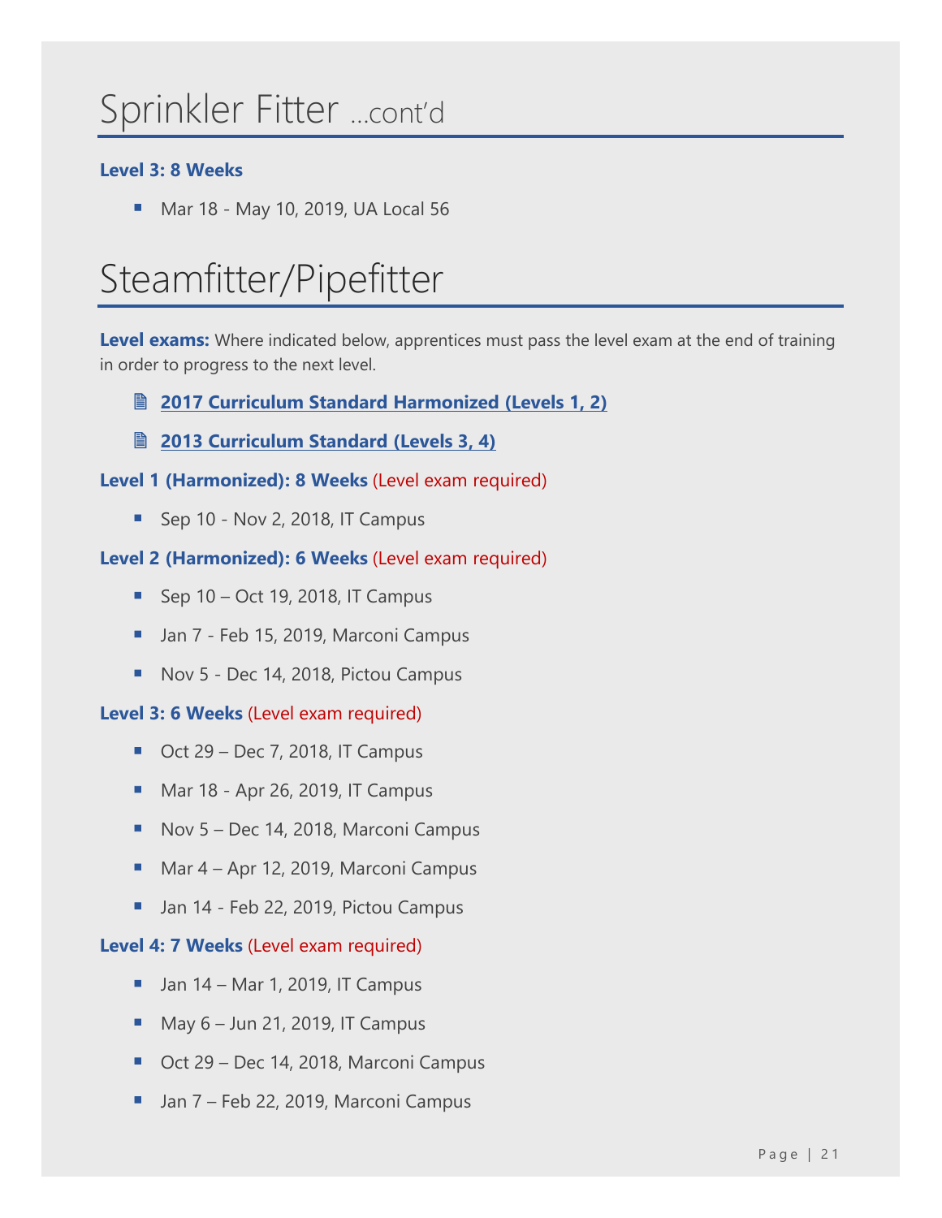# Sprinkler Fitter ...cont'd

**Level 3: 8 Weeks**

- Mar 18 - May 10, 2019, UA Local 56

# Steamfitter/Pipefitter

**Level exams:** Where indicated below, apprentices must pass the level exam at the end of training in order to progress to the next level.

- **2017 Curriculum Standard Harmonized (Levels 1, 2)**
- **2013 Curriculum Standard (Levels 3, 4)**

**Level 1 (Harmonized): 8 Weeks** (Level exam required)

- Sep 10 - Nov 2, 2018, IT Campus

**Level 2 (Harmonized): 6 Weeks** (Level exam required)

- Sep 10 – Oct 19, 2018, IT Campus
- Jan 7 - Feb 15, 2019, Marconi Campus
- Nov 5 - Dec 14, 2018, Pictou Campus

**Level 3: 6 Weeks** (Level exam required)

- Oct 29 – Dec 7, 2018, IT Campus
- Mar 18 - Apr 26, 2019, IT Campus
- Nov 5 – Dec 14, 2018, Marconi Campus
- Mar 4 – Apr 12, 2019, Marconi Campus
- Jan 14 - Feb 22, 2019, Pictou Campus

**Level 4: 7 Weeks** (Level exam required)

- Jan 14 – Mar 1, 2019, IT Campus
- May 6 – Jun 21, 2019, IT Campus
- Oct 29 – Dec 14, 2018, Marconi Campus
- Jan 7 – Feb 22, 2019, Marconi Campus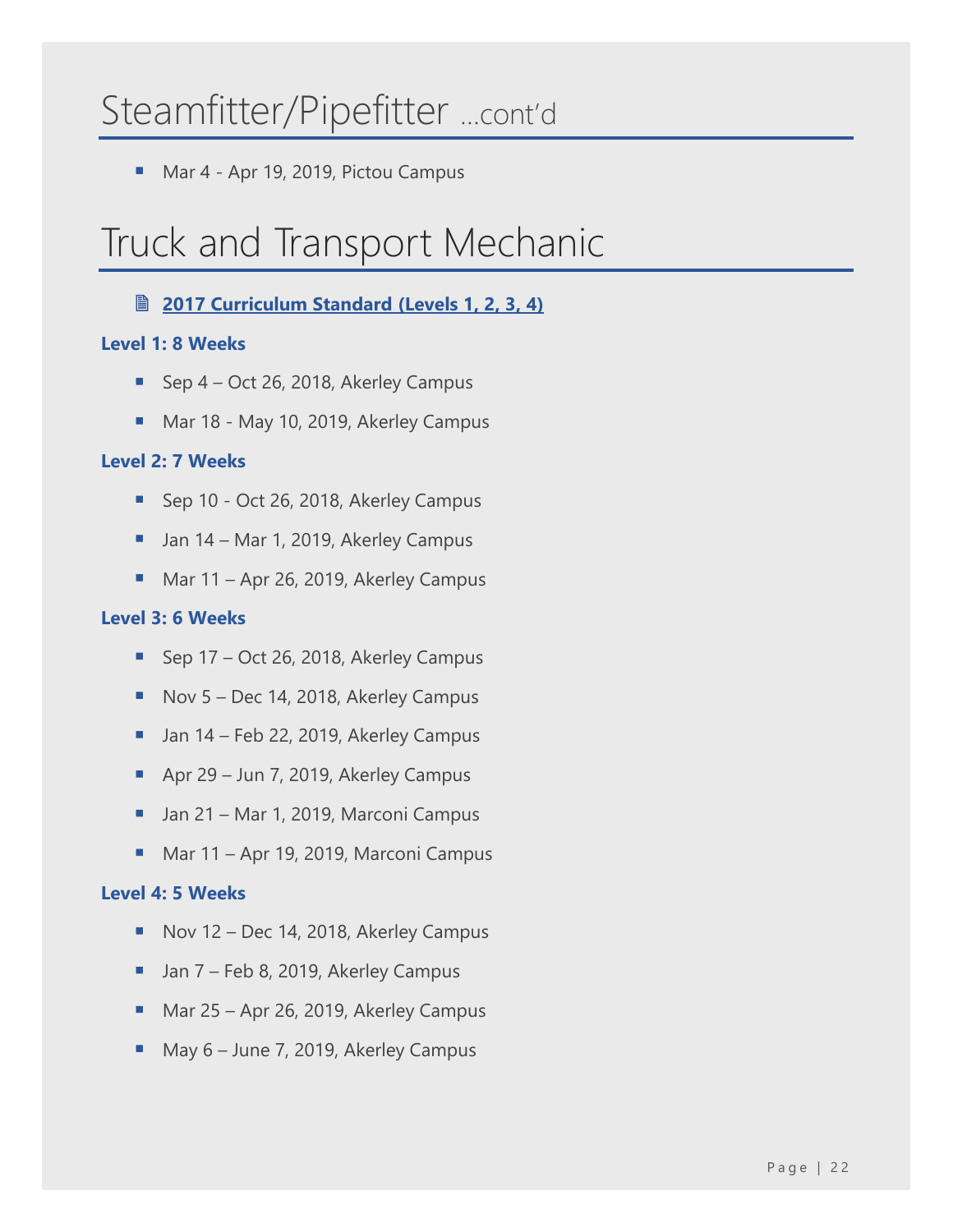# Steamfitter/Pipefitter ...cont'd

- Mar 4 - Apr 19, 2019, Pictou Campus

# Truck and Transport Mechanic

🗎 **2017 Curriculum Standard (Levels 1, 2, 3, 4)**

**Level 1: 8 Weeks**

- Sep 4 – Oct 26, 2018, Akerley Campus
- Mar 18 - May 10, 2019, Akerley Campus

**Level 2: 7 Weeks**

- Sep 10 - Oct 26, 2018, Akerley Campus
- Jan 14 – Mar 1, 2019, Akerley Campus
- Mar 11 – Apr 26, 2019, Akerley Campus

**Level 3: 6 Weeks**

- Sep 17 – Oct 26, 2018, Akerley Campus
- Nov 5 – Dec 14, 2018, Akerley Campus
- Jan 14 – Feb 22, 2019, Akerley Campus
- Apr 29 – Jun 7, 2019, Akerley Campus
- Jan 21 – Mar 1, 2019, Marconi Campus
- Mar 11 – Apr 19, 2019, Marconi Campus

**Level 4: 5 Weeks**

- Nov 12 – Dec 14, 2018, Akerley Campus
- Jan 7 – Feb 8, 2019, Akerley Campus
- Mar 25 – Apr 26, 2019, Akerley Campus
- May 6 – June 7, 2019, Akerley Campus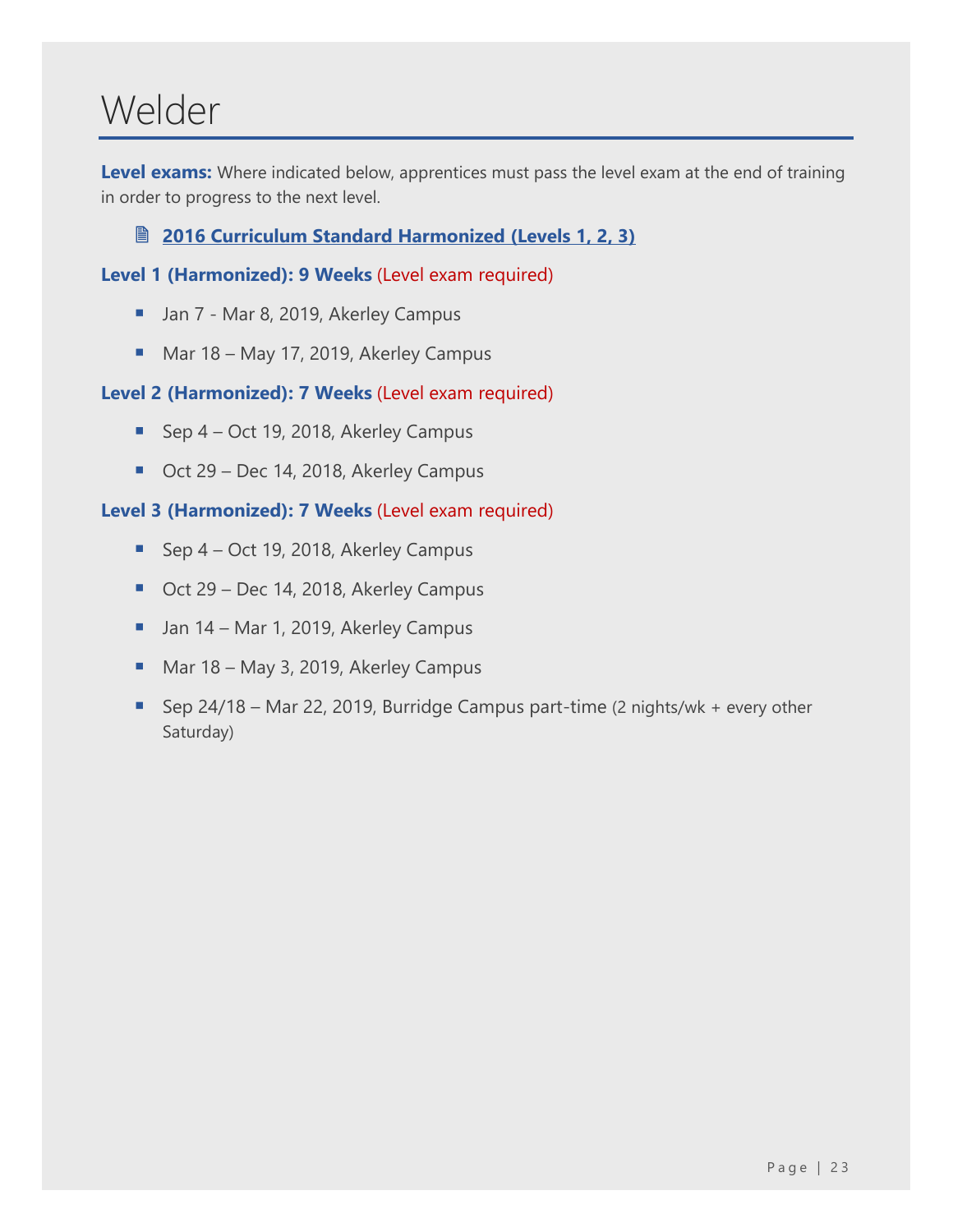# Welder

**Level exams:** Where indicated below, apprentices must pass the level exam at the end of training in order to progress to the next level.

- **2016 Curriculum Standard Harmonized (Levels 1, 2, 3)**

### Level 1 (Harmonized): 9 Weeks (Level exam required)

- Jan 7 - Mar 8, 2019, Akerley Campus
- Mar 18 – May 17, 2019, Akerley Campus

### Level 2 (Harmonized): 7 Weeks (Level exam required)

- Sep 4 – Oct 19, 2018, Akerley Campus
- Oct 29 – Dec 14, 2018, Akerley Campus

### Level 3 (Harmonized): 7 Weeks (Level exam required)

- Sep 4 – Oct 19, 2018, Akerley Campus
- Oct 29 – Dec 14, 2018, Akerley Campus
- Jan 14 – Mar 1, 2019, Akerley Campus
- Mar 18 – May 3, 2019, Akerley Campus
- Sep 24/18 – Mar 22, 2019, Burridge Campus part-time (2 nights/wk + every other Saturday)